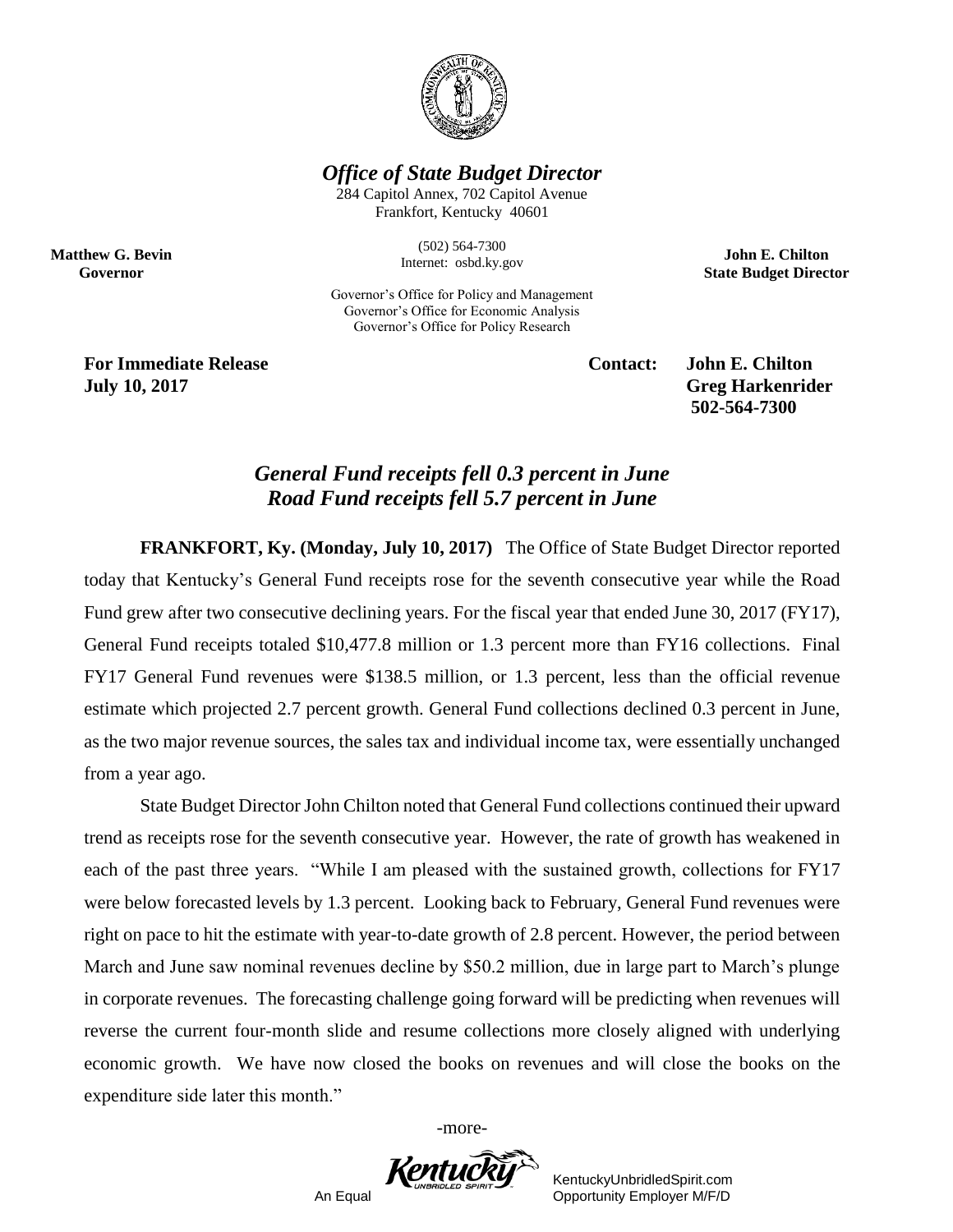***Office of State Budget Director***

284 Capitol Annex, 702 Capitol Avenue
Frankfort, Kentucky 40601

(502) 564-7300
Internet: osbd.ky.gov

Governor's Office for Policy and Management
Governor's Office for Economic Analysis
Governor's Office for Policy Research

**Matthew G. Bevin**
**Governor**

**John E. Chilton**
**State Budget Director**

**For Immediate Release**
**July 10, 2017**

**Contact: John E. Chilton**
**Greg Harkenrider**
**502-564-7300**

## *General Fund receipts fell 0.3 percent in June*
## *Road Fund receipts fell 5.7 percent in June*

**FRANKFORT, Ky. (Monday, July 10, 2017)** The Office of State Budget Director reported today that Kentucky's General Fund receipts rose for the seventh consecutive year while the Road Fund grew after two consecutive declining years. For the fiscal year that ended June 30, 2017 (FY17), General Fund receipts totaled $10,477.8 million or 1.3 percent more than FY16 collections. Final FY17 General Fund revenues were $138.5 million, or 1.3 percent, less than the official revenue estimate which projected 2.7 percent growth. General Fund collections declined 0.3 percent in June, as the two major revenue sources, the sales tax and individual income tax, were essentially unchanged from a year ago.

State Budget Director John Chilton noted that General Fund collections continued their upward trend as receipts rose for the seventh consecutive year. However, the rate of growth has weakened in each of the past three years. "While I am pleased with the sustained growth, collections for FY17 were below forecasted levels by 1.3 percent. Looking back to February, General Fund revenues were right on pace to hit the estimate with year-to-date growth of 2.8 percent. However, the period between March and June saw nominal revenues decline by $50.2 million, due in large part to March's plunge in corporate revenues. The forecasting challenge going forward will be predicting when revenues will reverse the current four-month slide and resume collections more closely aligned with underlying economic growth. We have now closed the books on revenues and will close the books on the expenditure side later this month."

-more-

KentuckyUnbridledSpirit.com
An Equal Opportunity Employer M/F/D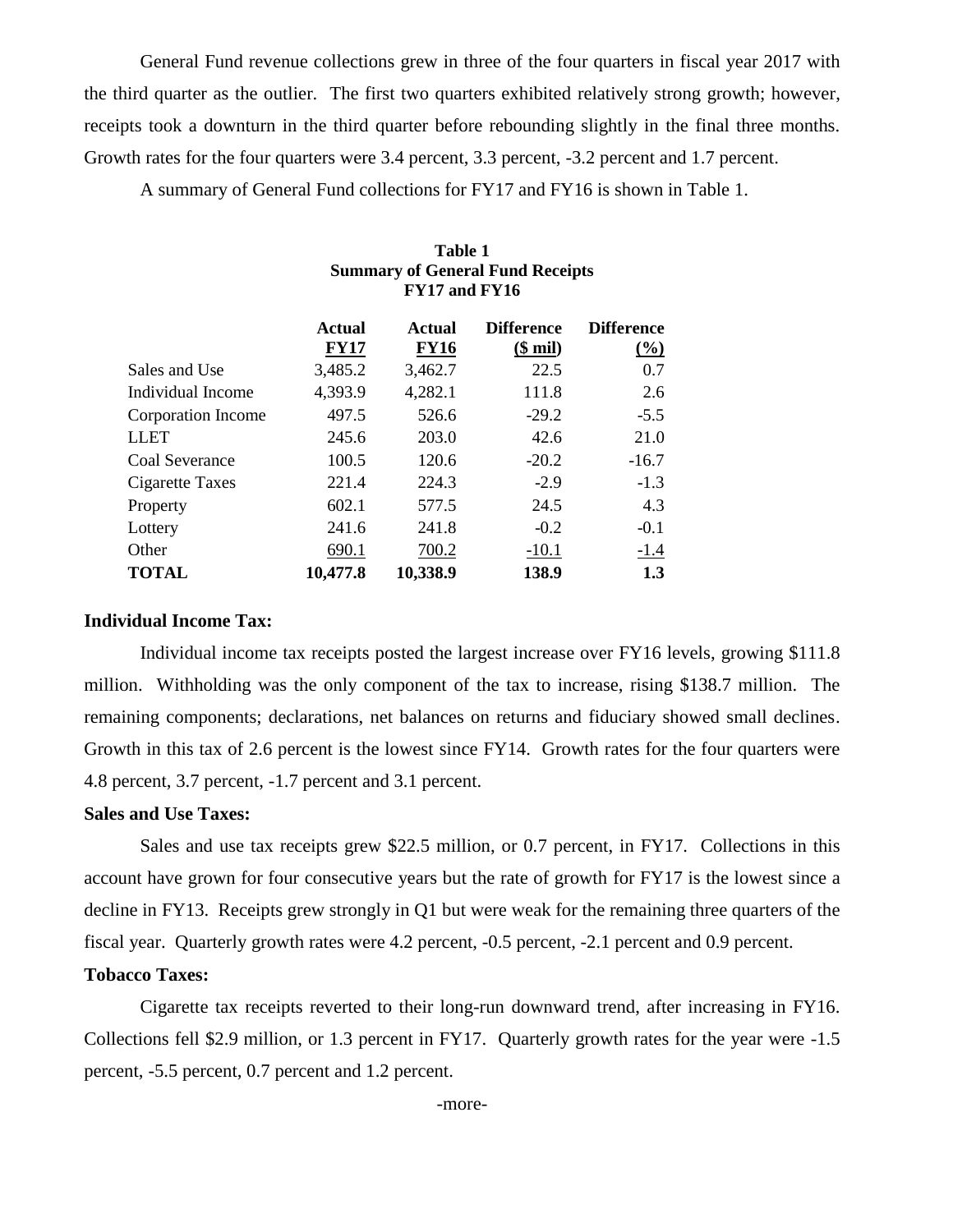General Fund revenue collections grew in three of the four quarters in fiscal year 2017 with the third quarter as the outlier. The first two quarters exhibited relatively strong growth; however, receipts took a downturn in the third quarter before rebounding slightly in the final three months. Growth rates for the four quarters were 3.4 percent, 3.3 percent, -3.2 percent and 1.7 percent.

A summary of General Fund collections for FY17 and FY16 is shown in Table 1.

**Table 1**
**Summary of General Fund Receipts**
**FY17 and FY16**

| | Actual FY17 | Actual FY16 | Difference ($ mil) | Difference (%) |
|---|---|---|---|---|
| Sales and Use | 3,485.2 | 3,462.7 | 22.5 | 0.7 |
| Individual Income | 4,393.9 | 4,282.1 | 111.8 | 2.6 |
| Corporation Income | 497.5 | 526.6 | -29.2 | -5.5 |
| LLET | 245.6 | 203.0 | 42.6 | 21.0 |
| Coal Severance | 100.5 | 120.6 | -20.2 | -16.7 |
| Cigarette Taxes | 221.4 | 224.3 | -2.9 | -1.3 |
| Property | 602.1 | 577.5 | 24.5 | 4.3 |
| Lottery | 241.6 | 241.8 | -0.2 | -0.1 |
| Other | 690.1 | 700.2 | -10.1 | -1.4 |
| **TOTAL** | **10,477.8** | **10,338.9** | **138.9** | **1.3** |

**Individual Income Tax:**

Individual income tax receipts posted the largest increase over FY16 levels, growing $111.8 million. Withholding was the only component of the tax to increase, rising $138.7 million. The remaining components; declarations, net balances on returns and fiduciary showed small declines. Growth in this tax of 2.6 percent is the lowest since FY14. Growth rates for the four quarters were 4.8 percent, 3.7 percent, -1.7 percent and 3.1 percent.

**Sales and Use Taxes:**

Sales and use tax receipts grew $22.5 million, or 0.7 percent, in FY17. Collections in this account have grown for four consecutive years but the rate of growth for FY17 is the lowest since a decline in FY13. Receipts grew strongly in Q1 but were weak for the remaining three quarters of the fiscal year. Quarterly growth rates were 4.2 percent, -0.5 percent, -2.1 percent and 0.9 percent.

**Tobacco Taxes:**

Cigarette tax receipts reverted to their long-run downward trend, after increasing in FY16. Collections fell $2.9 million, or 1.3 percent in FY17. Quarterly growth rates for the year were -1.5 percent, -5.5 percent, 0.7 percent and 1.2 percent.

-more-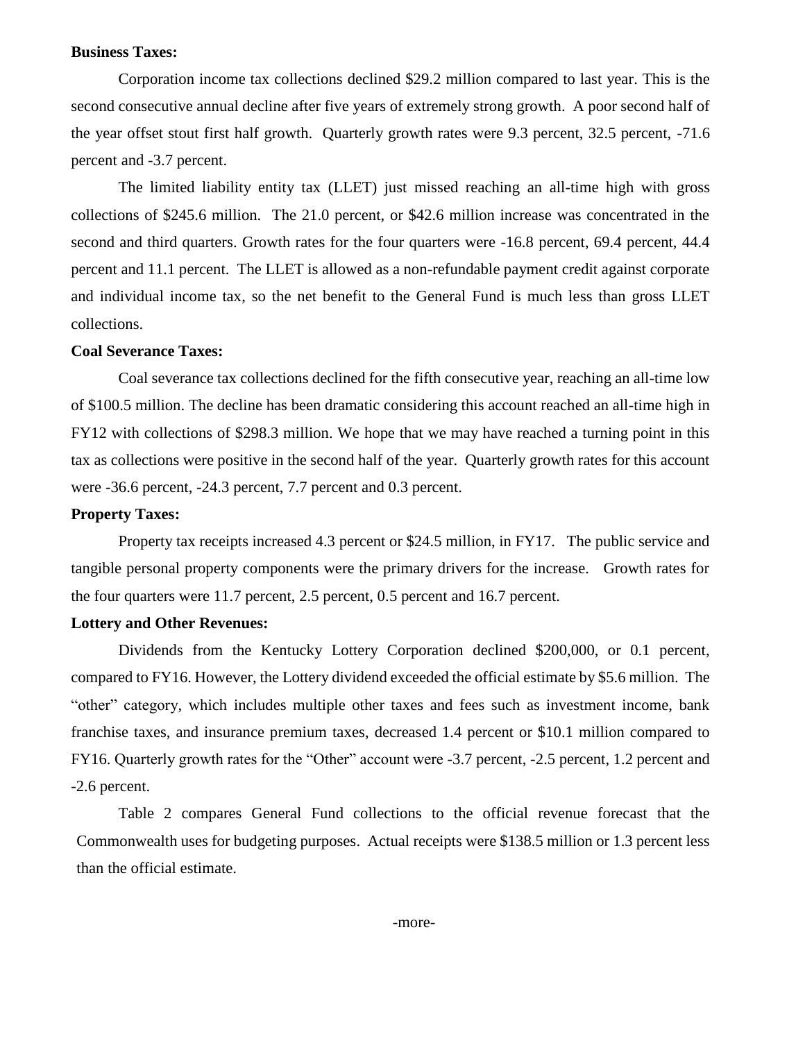**Business Taxes:**

Corporation income tax collections declined $29.2 million compared to last year. This is the second consecutive annual decline after five years of extremely strong growth. A poor second half of the year offset stout first half growth. Quarterly growth rates were 9.3 percent, 32.5 percent, -71.6 percent and -3.7 percent.

The limited liability entity tax (LLET) just missed reaching an all-time high with gross collections of $245.6 million. The 21.0 percent, or $42.6 million increase was concentrated in the second and third quarters. Growth rates for the four quarters were -16.8 percent, 69.4 percent, 44.4 percent and 11.1 percent. The LLET is allowed as a non-refundable payment credit against corporate and individual income tax, so the net benefit to the General Fund is much less than gross LLET collections.

**Coal Severance Taxes:**

Coal severance tax collections declined for the fifth consecutive year, reaching an all-time low of $100.5 million. The decline has been dramatic considering this account reached an all-time high in FY12 with collections of $298.3 million. We hope that we may have reached a turning point in this tax as collections were positive in the second half of the year. Quarterly growth rates for this account were -36.6 percent, -24.3 percent, 7.7 percent and 0.3 percent.

**Property Taxes:**

Property tax receipts increased 4.3 percent or $24.5 million, in FY17. The public service and tangible personal property components were the primary drivers for the increase. Growth rates for the four quarters were 11.7 percent, 2.5 percent, 0.5 percent and 16.7 percent.

**Lottery and Other Revenues:**

Dividends from the Kentucky Lottery Corporation declined $200,000, or 0.1 percent, compared to FY16. However, the Lottery dividend exceeded the official estimate by $5.6 million. The "other" category, which includes multiple other taxes and fees such as investment income, bank franchise taxes, and insurance premium taxes, decreased 1.4 percent or $10.1 million compared to FY16. Quarterly growth rates for the "Other" account were -3.7 percent, -2.5 percent, 1.2 percent and -2.6 percent.

Table 2 compares General Fund collections to the official revenue forecast that the Commonwealth uses for budgeting purposes. Actual receipts were $138.5 million or 1.3 percent less than the official estimate.

-more-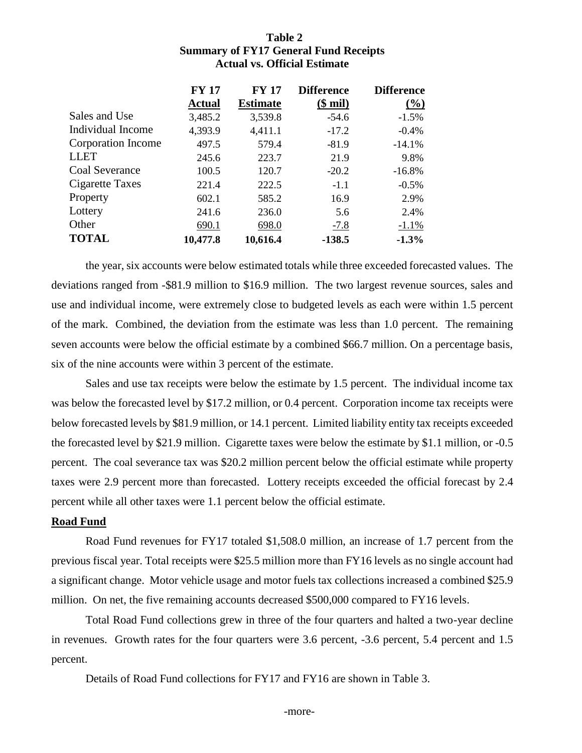**Table 2**
**Summary of FY17 General Fund Receipts**
**Actual vs. Official Estimate**

| | FY 17 Actual | FY 17 Estimate | Difference ($ mil) | Difference (%) |
|---|---|---|---|---|
| Sales and Use | 3,485.2 | 3,539.8 | -54.6 | -1.5% |
| Individual Income | 4,393.9 | 4,411.1 | -17.2 | -0.4% |
| Corporation Income | 497.5 | 579.4 | -81.9 | -14.1% |
| LLET | 245.6 | 223.7 | 21.9 | 9.8% |
| Coal Severance | 100.5 | 120.7 | -20.2 | -16.8% |
| Cigarette Taxes | 221.4 | 222.5 | -1.1 | -0.5% |
| Property | 602.1 | 585.2 | 16.9 | 2.9% |
| Lottery | 241.6 | 236.0 | 5.6 | 2.4% |
| Other | 690.1 | 698.0 | -7.8 | -1.1% |
| **TOTAL** | **10,477.8** | **10,616.4** | **-138.5** | **-1.3%** |

the year, six accounts were below estimated totals while three exceeded forecasted values. The deviations ranged from -$81.9 million to $16.9 million. The two largest revenue sources, sales and use and individual income, were extremely close to budgeted levels as each were within 1.5 percent of the mark. Combined, the deviation from the estimate was less than 1.0 percent. The remaining seven accounts were below the official estimate by a combined $66.7 million. On a percentage basis, six of the nine accounts were within 3 percent of the estimate.

Sales and use tax receipts were below the estimate by 1.5 percent. The individual income tax was below the forecasted level by $17.2 million, or 0.4 percent. Corporation income tax receipts were below forecasted levels by $81.9 million, or 14.1 percent. Limited liability entity tax receipts exceeded the forecasted level by $21.9 million. Cigarette taxes were below the estimate by $1.1 million, or -0.5 percent. The coal severance tax was $20.2 million percent below the official estimate while property taxes were 2.9 percent more than forecasted. Lottery receipts exceeded the official forecast by 2.4 percent while all other taxes were 1.1 percent below the official estimate.

**Road Fund**

Road Fund revenues for FY17 totaled $1,508.0 million, an increase of 1.7 percent from the previous fiscal year. Total receipts were $25.5 million more than FY16 levels as no single account had a significant change. Motor vehicle usage and motor fuels tax collections increased a combined $25.9 million. On net, the five remaining accounts decreased $500,000 compared to FY16 levels.

Total Road Fund collections grew in three of the four quarters and halted a two-year decline in revenues. Growth rates for the four quarters were 3.6 percent, -3.6 percent, 5.4 percent and 1.5 percent.

Details of Road Fund collections for FY17 and FY16 are shown in Table 3.

-more-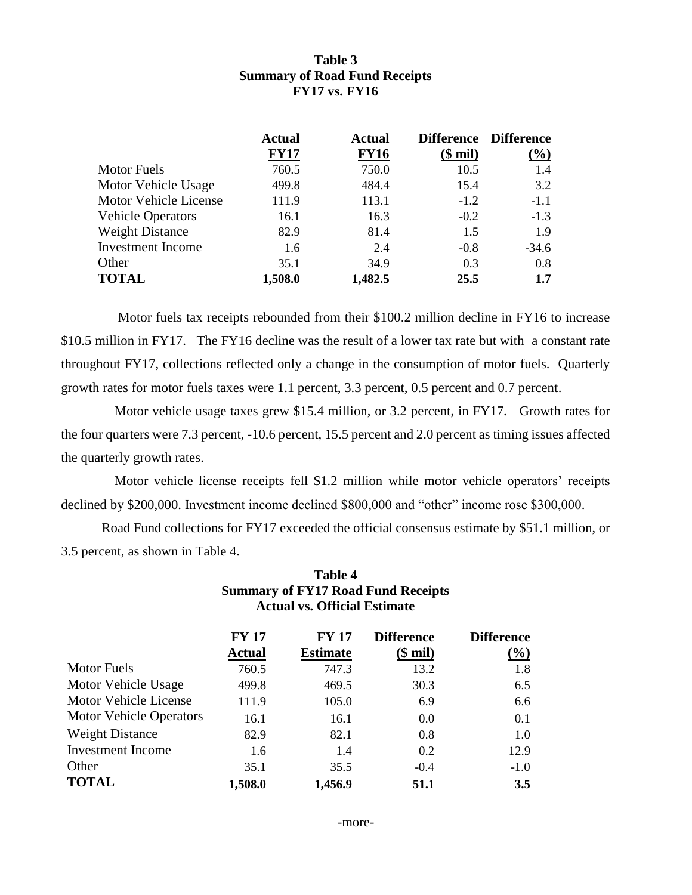**Table 3**
**Summary of Road Fund Receipts**
**FY17 vs. FY16**

| | Actual FY17 | Actual FY16 | Difference ($ mil) | Difference (%) |
|---|---|---|---|---|
| Motor Fuels | 760.5 | 750.0 | 10.5 | 1.4 |
| Motor Vehicle Usage | 499.8 | 484.4 | 15.4 | 3.2 |
| Motor Vehicle License | 111.9 | 113.1 | -1.2 | -1.1 |
| Vehicle Operators | 16.1 | 16.3 | -0.2 | -1.3 |
| Weight Distance | 82.9 | 81.4 | 1.5 | 1.9 |
| Investment Income | 1.6 | 2.4 | -0.8 | -34.6 |
| Other | 35.1 | 34.9 | 0.3 | 0.8 |
| **TOTAL** | **1,508.0** | **1,482.5** | **25.5** | **1.7** |

Motor fuels tax receipts rebounded from their $100.2 million decline in FY16 to increase $10.5 million in FY17. The FY16 decline was the result of a lower tax rate but with a constant rate throughout FY17, collections reflected only a change in the consumption of motor fuels. Quarterly growth rates for motor fuels taxes were 1.1 percent, 3.3 percent, 0.5 percent and 0.7 percent.

Motor vehicle usage taxes grew $15.4 million, or 3.2 percent, in FY17. Growth rates for the four quarters were 7.3 percent, -10.6 percent, 15.5 percent and 2.0 percent as timing issues affected the quarterly growth rates.

Motor vehicle license receipts fell $1.2 million while motor vehicle operators' receipts declined by $200,000. Investment income declined $800,000 and "other" income rose $300,000.

Road Fund collections for FY17 exceeded the official consensus estimate by $51.1 million, or 3.5 percent, as shown in Table 4.

**Table 4**
**Summary of FY17 Road Fund Receipts**
**Actual vs. Official Estimate**

| | FY 17 Actual | FY 17 Estimate | Difference ($ mil) | Difference (%) |
|---|---|---|---|---|
| Motor Fuels | 760.5 | 747.3 | 13.2 | 1.8 |
| Motor Vehicle Usage | 499.8 | 469.5 | 30.3 | 6.5 |
| Motor Vehicle License | 111.9 | 105.0 | 6.9 | 6.6 |
| Motor Vehicle Operators | 16.1 | 16.1 | 0.0 | 0.1 |
| Weight Distance | 82.9 | 82.1 | 0.8 | 1.0 |
| Investment Income | 1.6 | 1.4 | 0.2 | 12.9 |
| Other | 35.1 | 35.5 | -0.4 | -1.0 |
| **TOTAL** | **1,508.0** | **1,456.9** | **51.1** | **3.5** |

-more-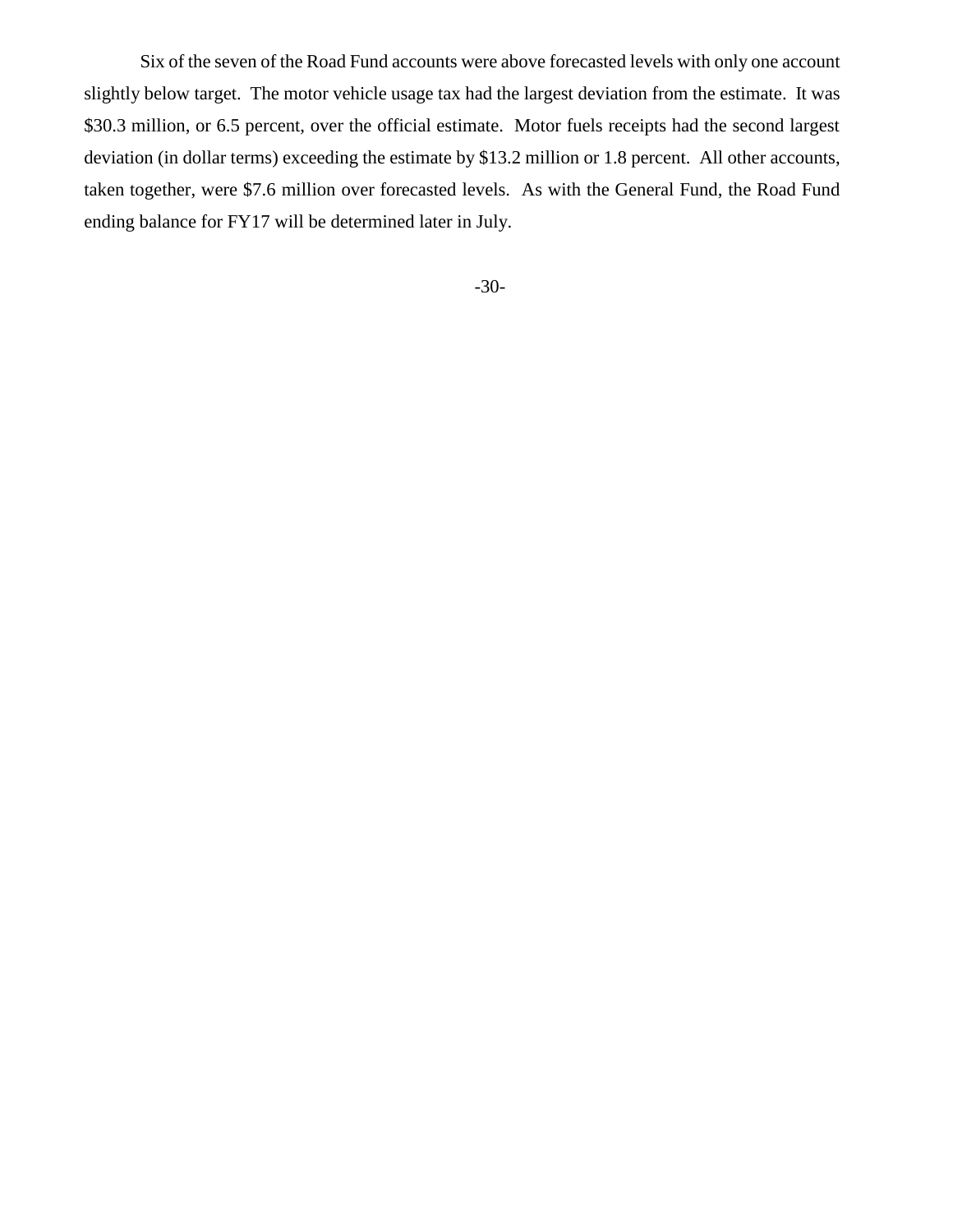Six of the seven of the Road Fund accounts were above forecasted levels with only one account slightly below target. The motor vehicle usage tax had the largest deviation from the estimate. It was $30.3 million, or 6.5 percent, over the official estimate. Motor fuels receipts had the second largest deviation (in dollar terms) exceeding the estimate by $13.2 million or 1.8 percent. All other accounts, taken together, were $7.6 million over forecasted levels. As with the General Fund, the Road Fund ending balance for FY17 will be determined later in July.

-30-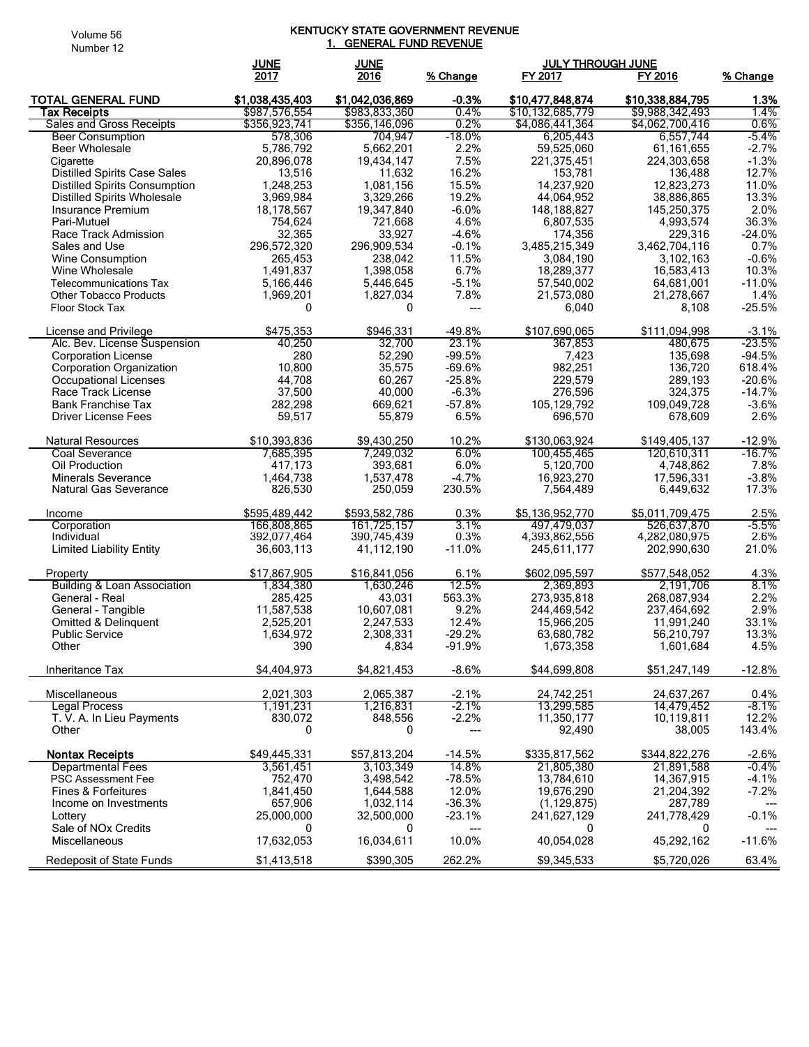# KENTUCKY STATE GOVERNMENT REVENUE

## 1. GENERAL FUND REVENUE

| | JUNE 2017 | JUNE 2016 | % Change | JULY THROUGH JUNE FY 2017 | FY 2016 | % Change |
|---|---|---|---|---|---|---|
| **TOTAL GENERAL FUND** | **$1,038,435,403** | **$1,042,036,869** | **-0.3%** | **$10,477,848,874** | **$10,338,884,795** | **1.3%** |
| **Tax Receipts** | $987,576,554 | $983,833,360 | 0.4% | $10,132,685,779 | $9,988,342,493 | 1.4% |
| Sales and Gross Receipts | $356,923,741 | $356,146,096 | 0.2% | $4,086,441,364 | $4,062,700,416 | 0.6% |
| Beer Consumption | 578,306 | 704,947 | -18.0% | 6,205,443 | 6,557,744 | -5.4% |
| Beer Wholesale | 5,786,792 | 5,662,201 | 2.2% | 59,525,060 | 61,161,655 | -2.7% |
| Cigarette | 20,896,078 | 19,434,147 | 7.5% | 221,375,451 | 224,303,658 | -1.3% |
| Distilled Spirits Case Sales | 13,516 | 11,632 | 16.2% | 153,781 | 136,488 | 12.7% |
| Distilled Spirits Consumption | 1,248,253 | 1,081,156 | 15.5% | 14,237,920 | 12,823,273 | 11.0% |
| Distilled Spirits Wholesale | 3,969,984 | 3,329,266 | 19.2% | 44,064,952 | 38,886,865 | 13.3% |
| Insurance Premium | 18,178,567 | 19,347,840 | -6.0% | 148,188,827 | 145,250,375 | 2.0% |
| Pari-Mutuel | 754,624 | 721,668 | 4.6% | 6,807,535 | 4,993,574 | 36.3% |
| Race Track Admission | 32,365 | 33,927 | -4.6% | 174,356 | 229,316 | -24.0% |
| Sales and Use | 296,572,320 | 296,909,534 | -0.1% | 3,485,215,349 | 3,462,704,116 | 0.7% |
| Wine Consumption | 265,453 | 238,042 | 11.5% | 3,084,190 | 3,102,163 | -0.6% |
| Wine Wholesale | 1,491,837 | 1,398,058 | 6.7% | 18,289,377 | 16,583,413 | 10.3% |
| Telecommunications Tax | 5,166,446 | 5,446,645 | -5.1% | 57,540,002 | 64,681,001 | -11.0% |
| Other Tobacco Products | 1,969,201 | 1,827,034 | 7.8% | 21,573,080 | 21,278,667 | 1.4% |
| Floor Stock Tax | 0 | 0 | --- | 6,040 | 8,108 | -25.5% |
| | | | | | | |
| License and Privilege | $475,353 | $946,331 | -49.8% | $107,690,065 | $111,094,998 | -3.1% |
| Alc. Bev. License Suspension | 40,250 | 32,700 | 23.1% | 367,853 | 480,675 | -23.5% |
| Corporation License | 280 | 52,290 | -99.5% | 7,423 | 135,698 | -94.5% |
| Corporation Organization | 10,800 | 35,575 | -69.6% | 982,251 | 136,720 | 618.4% |
| Occupational Licenses | 44,708 | 60,267 | -25.8% | 229,579 | 289,193 | -20.6% |
| Race Track License | 37,500 | 40,000 | -6.3% | 276,596 | 324,375 | -14.7% |
| Bank Franchise Tax | 282,298 | 669,621 | -57.8% | 105,129,792 | 109,049,728 | -3.6% |
| Driver License Fees | 59,517 | 55,879 | 6.5% | 696,570 | 678,609 | 2.6% |
| | | | | | | |
| Natural Resources | $10,393,836 | $9,430,250 | 10.2% | $130,063,924 | $149,405,137 | -12.9% |
| Coal Severance | 7,685,395 | 7,249,032 | 6.0% | 100,455,465 | 120,610,311 | -16.7% |
| Oil Production | 417,173 | 393,681 | 6.0% | 5,120,700 | 4,748,862 | 7.8% |
| Minerals Severance | 1,464,738 | 1,537,478 | -4.7% | 16,923,270 | 17,596,331 | -3.8% |
| Natural Gas Severance | 826,530 | 250,059 | 230.5% | 7,564,489 | 6,449,632 | 17.3% |
| | | | | | | |
| Income | $595,489,442 | $593,582,786 | 0.3% | $5,136,952,770 | $5,011,709,475 | 2.5% |
| Corporation | 166,808,865 | 161,725,157 | 3.1% | 497,479,037 | 526,637,870 | -5.5% |
| Individual | 392,077,464 | 390,745,439 | 0.3% | 4,393,862,556 | 4,282,080,975 | 2.6% |
| Limited Liability Entity | 36,603,113 | 41,112,190 | -11.0% | 245,611,177 | 202,990,630 | 21.0% |
| | | | | | | |
| Property | $17,867,905 | $16,841,056 | 6.1% | $602,095,597 | $577,548,052 | 4.3% |
| Building & Loan Association | 1,834,380 | 1,630,246 | 12.5% | 2,369,893 | 2,191,706 | 8.1% |
| General - Real | 285,425 | 43,031 | 563.3% | 273,935,818 | 268,087,934 | 2.2% |
| General - Tangible | 11,587,538 | 10,607,081 | 9.2% | 244,469,542 | 237,464,692 | 2.9% |
| Omitted & Delinquent | 2,525,201 | 2,247,533 | 12.4% | 15,966,205 | 11,991,240 | 33.1% |
| Public Service | 1,634,972 | 2,308,331 | -29.2% | 63,680,782 | 56,210,797 | 13.3% |
| Other | 390 | 4,834 | -91.9% | 1,673,358 | 1,601,684 | 4.5% |
| | | | | | | |
| Inheritance Tax | $4,404,973 | $4,821,453 | -8.6% | $44,699,808 | $51,247,149 | -12.8% |
| | | | | | | |
| Miscellaneous | 2,021,303 | 2,065,387 | -2.1% | 24,742,251 | 24,637,267 | 0.4% |
| Legal Process | 1,191,231 | 1,216,831 | -2.1% | 13,299,585 | 14,479,452 | -8.1% |
| T. V. A. In Lieu Payments | 830,072 | 848,556 | -2.2% | 11,350,177 | 10,119,811 | 12.2% |
| Other | 0 | 0 | --- | 92,490 | 38,005 | 143.4% |
| | | | | | | |
| **Nontax Receipts** | $49,445,331 | $57,813,204 | -14.5% | $335,817,562 | $344,822,276 | -2.6% |
| Departmental Fees | 3,561,451 | 3,103,349 | 14.8% | 21,805,380 | 21,891,588 | -0.4% |
| PSC Assessment Fee | 752,470 | 3,498,542 | -78.5% | 13,784,610 | 14,367,915 | -4.1% |
| Fines & Forfeitures | 1,841,450 | 1,644,588 | 12.0% | 19,676,290 | 21,204,392 | -7.2% |
| Income on Investments | 657,906 | 1,032,114 | -36.3% | (1,129,875) | 287,789 | --- |
| Lottery | 25,000,000 | 32,500,000 | -23.1% | 241,627,129 | 241,778,429 | -0.1% |
| Sale of NOx Credits | 0 | 0 | --- | 0 | 0 | --- |
| Miscellaneous | 17,632,053 | 16,034,611 | 10.0% | 40,054,028 | 45,292,162 | -11.6% |
| | | | | | | |
| Redeposit of State Funds | $1,413,518 | $390,305 | 262.2% | $9,345,533 | $5,720,026 | 63.4% |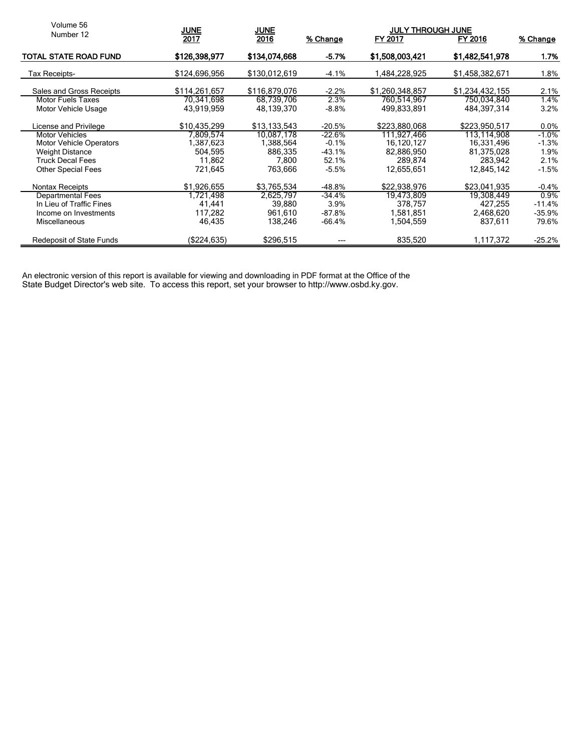| | JUNE 2017 | JUNE 2016 | % Change | JULY THROUGH JUNE FY 2017 | FY 2016 | % Change |
|---|---|---|---|---|---|---|
| **TOTAL STATE ROAD FUND** | **$126,398,977** | **$134,074,668** | **-5.7%** | **$1,508,003,421** | **$1,482,541,978** | **1.7%** |
| Tax Receipts- | $124,696,956 | $130,012,619 | -4.1% | 1,484,228,925 | $1,458,382,671 | 1.8% |
| Sales and Gross Receipts | $114,261,657 | $116,879,076 | -2.2% | $1,260,348,857 | $1,234,432,155 | 2.1% |
| Motor Fuels Taxes | 70,341,698 | 68,739,706 | 2.3% | 760,514,967 | 750,034,840 | 1.4% |
| Motor Vehicle Usage | 43,919,959 | 48,139,370 | -8.8% | 499,833,891 | 484,397,314 | 3.2% |
| License and Privilege | $10,435,299 | $13,133,543 | -20.5% | $223,880,068 | $223,950,517 | 0.0% |
| Motor Vehicles | 7,809,574 | 10,087,178 | -22.6% | 111,927,466 | 113,114,908 | -1.0% |
| Motor Vehicle Operators | 1,387,623 | 1,388,564 | -0.1% | 16,120,127 | 16,331,496 | -1.3% |
| Weight Distance | 504,595 | 886,335 | -43.1% | 82,886,950 | 81,375,028 | 1.9% |
| Truck Decal Fees | 11,862 | 7,800 | 52.1% | 289,874 | 283,942 | 2.1% |
| Other Special Fees | 721,645 | 763,666 | -5.5% | 12,655,651 | 12,845,142 | -1.5% |
| Nontax Receipts | $1,926,655 | $3,765,534 | -48.8% | $22,938,976 | $23,041,935 | -0.4% |
| Departmental Fees | 1,721,498 | 2,625,797 | -34.4% | 19,473,809 | 19,308,449 | 0.9% |
| In Lieu of Traffic Fines | 41,441 | 39,880 | 3.9% | 378,757 | 427,255 | -11.4% |
| Income on Investments | 117,282 | 961,610 | -87.8% | 1,581,851 | 2,468,620 | -35.9% |
| Miscellaneous | 46,435 | 138,246 | -66.4% | 1,504,559 | 837,611 | 79.6% |
| Redeposit of State Funds | ($224,635) | $296,515 | --- | 835,520 | 1,117,372 | -25.2% |

An electronic version of this report is available for viewing and downloading in PDF format at the Office of the State Budget Director's web site. To access this report, set your browser to http://www.osbd.ky.gov.